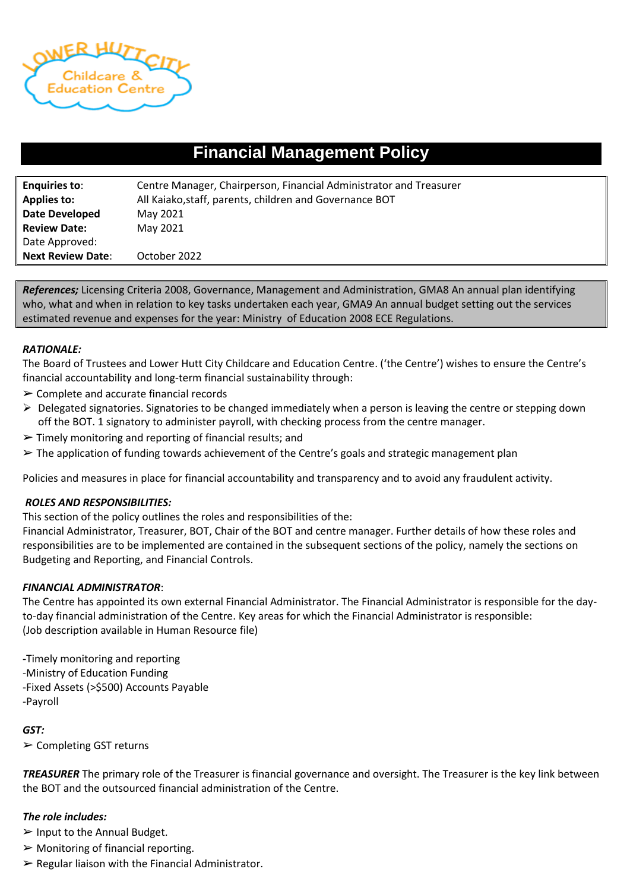# Financial Management Policy

| | |
|---|---|
| **Enquiries to**: | Centre Manager, Chairperson, Financial Administrator and Treasurer |
| **Applies to:** | All Kaiako,staff, parents, children and Governance BOT |
| **Date Developed** | May 2021 |
| **Review Date:** | May 2021 |
| Date Approved: | |
| **Next Review Date**: | October 2022 |

***References;*** Licensing Criteria 2008, Governance, Management and Administration, GMA8 An annual plan identifying who, what and when in relation to key tasks undertaken each year, GMA9 An annual budget setting out the services estimated revenue and expenses for the year: Ministry of Education 2008 ECE Regulations.

***RATIONALE:***

The Board of Trustees and Lower Hutt City Childcare and Education Centre. ('the Centre') wishes to ensure the Centre's financial accountability and long-term financial sustainability through:

- ➢ Complete and accurate financial records
- ➢ Delegated signatories. Signatories to be changed immediately when a person is leaving the centre or stepping down off the BOT. 1 signatory to administer payroll, with checking process from the centre manager.
- ➢ Timely monitoring and reporting of financial results; and
- ➢ The application of funding towards achievement of the Centre's goals and strategic management plan

Policies and measures in place for financial accountability and transparency and to avoid any fraudulent activity.

***ROLES AND RESPONSIBILITIES:***

This section of the policy outlines the roles and responsibilities of the:

Financial Administrator, Treasurer, BOT, Chair of the BOT and centre manager. Further details of how these roles and responsibilities are to be implemented are contained in the subsequent sections of the policy, namely the sections on Budgeting and Reporting, and Financial Controls.

***FINANCIAL ADMINISTRATOR***:

The Centre has appointed its own external Financial Administrator. The Financial Administrator is responsible for the day-to-day financial administration of the Centre. Key areas for which the Financial Administrator is responsible:
(Job description available in Human Resource file)

-Timely monitoring and reporting
-Ministry of Education Funding
-Fixed Assets (>$500) Accounts Payable
-Payroll

***GST:***

- ➢ Completing GST returns

***TREASURER*** The primary role of the Treasurer is financial governance and oversight. The Treasurer is the key link between the BOT and the outsourced financial administration of the Centre.

***The role includes:***

- ➢ Input to the Annual Budget.
- ➢ Monitoring of financial reporting.
- ➢ Regular liaison with the Financial Administrator.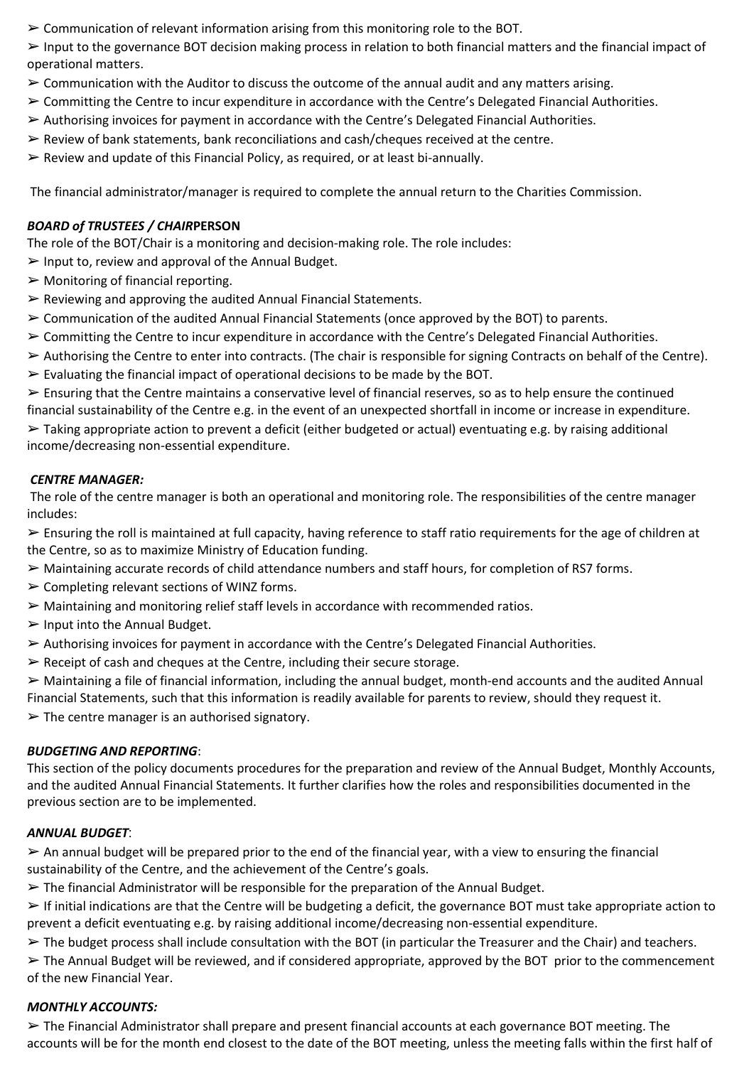- ➢ Communication of relevant information arising from this monitoring role to the BOT.
- ➢ Input to the governance BOT decision making process in relation to both financial matters and the financial impact of operational matters.
- ➢ Communication with the Auditor to discuss the outcome of the annual audit and any matters arising.
- ➢ Committing the Centre to incur expenditure in accordance with the Centre's Delegated Financial Authorities.
- ➢ Authorising invoices for payment in accordance with the Centre's Delegated Financial Authorities.
- ➢ Review of bank statements, bank reconciliations and cash/cheques received at the centre.
- ➢ Review and update of this Financial Policy, as required, or at least bi-annually.

The financial administrator/manager is required to complete the annual return to the Charities Commission.

### ***BOARD of TRUSTEES / CHAIR*PERSON**

The role of the BOT/Chair is a monitoring and decision-making role. The role includes:

- ➢ Input to, review and approval of the Annual Budget.
- ➢ Monitoring of financial reporting.
- ➢ Reviewing and approving the audited Annual Financial Statements.
- ➢ Communication of the audited Annual Financial Statements (once approved by the BOT) to parents.
- ➢ Committing the Centre to incur expenditure in accordance with the Centre's Delegated Financial Authorities.
- ➢ Authorising the Centre to enter into contracts. (The chair is responsible for signing Contracts on behalf of the Centre).
- ➢ Evaluating the financial impact of operational decisions to be made by the BOT.
- ➢ Ensuring that the Centre maintains a conservative level of financial reserves, so as to help ensure the continued financial sustainability of the Centre e.g. in the event of an unexpected shortfall in income or increase in expenditure.
- ➢ Taking appropriate action to prevent a deficit (either budgeted or actual) eventuating e.g. by raising additional income/decreasing non-essential expenditure.

### ***CENTRE MANAGER:***

The role of the centre manager is both an operational and monitoring role. The responsibilities of the centre manager includes:

- ➢ Ensuring the roll is maintained at full capacity, having reference to staff ratio requirements for the age of children at the Centre, so as to maximize Ministry of Education funding.
- ➢ Maintaining accurate records of child attendance numbers and staff hours, for completion of RS7 forms.
- ➢ Completing relevant sections of WINZ forms.
- ➢ Maintaining and monitoring relief staff levels in accordance with recommended ratios.
- ➢ Input into the Annual Budget.
- ➢ Authorising invoices for payment in accordance with the Centre's Delegated Financial Authorities.
- ➢ Receipt of cash and cheques at the Centre, including their secure storage.
- ➢ Maintaining a file of financial information, including the annual budget, month-end accounts and the audited Annual Financial Statements, such that this information is readily available for parents to review, should they request it.
- ➢ The centre manager is an authorised signatory.

### ***BUDGETING AND REPORTING***:

This section of the policy documents procedures for the preparation and review of the Annual Budget, Monthly Accounts, and the audited Annual Financial Statements. It further clarifies how the roles and responsibilities documented in the previous section are to be implemented.

### ***ANNUAL BUDGET***:

- ➢ An annual budget will be prepared prior to the end of the financial year, with a view to ensuring the financial sustainability of the Centre, and the achievement of the Centre's goals.
- ➢ The financial Administrator will be responsible for the preparation of the Annual Budget.
- ➢ If initial indications are that the Centre will be budgeting a deficit, the governance BOT must take appropriate action to prevent a deficit eventuating e.g. by raising additional income/decreasing non-essential expenditure.
- ➢ The budget process shall include consultation with the BOT (in particular the Treasurer and the Chair) and teachers.
- ➢ The Annual Budget will be reviewed, and if considered appropriate, approved by the BOT prior to the commencement of the new Financial Year.

### ***MONTHLY ACCOUNTS:***

- ➢ The Financial Administrator shall prepare and present financial accounts at each governance BOT meeting. The accounts will be for the month end closest to the date of the BOT meeting, unless the meeting falls within the first half of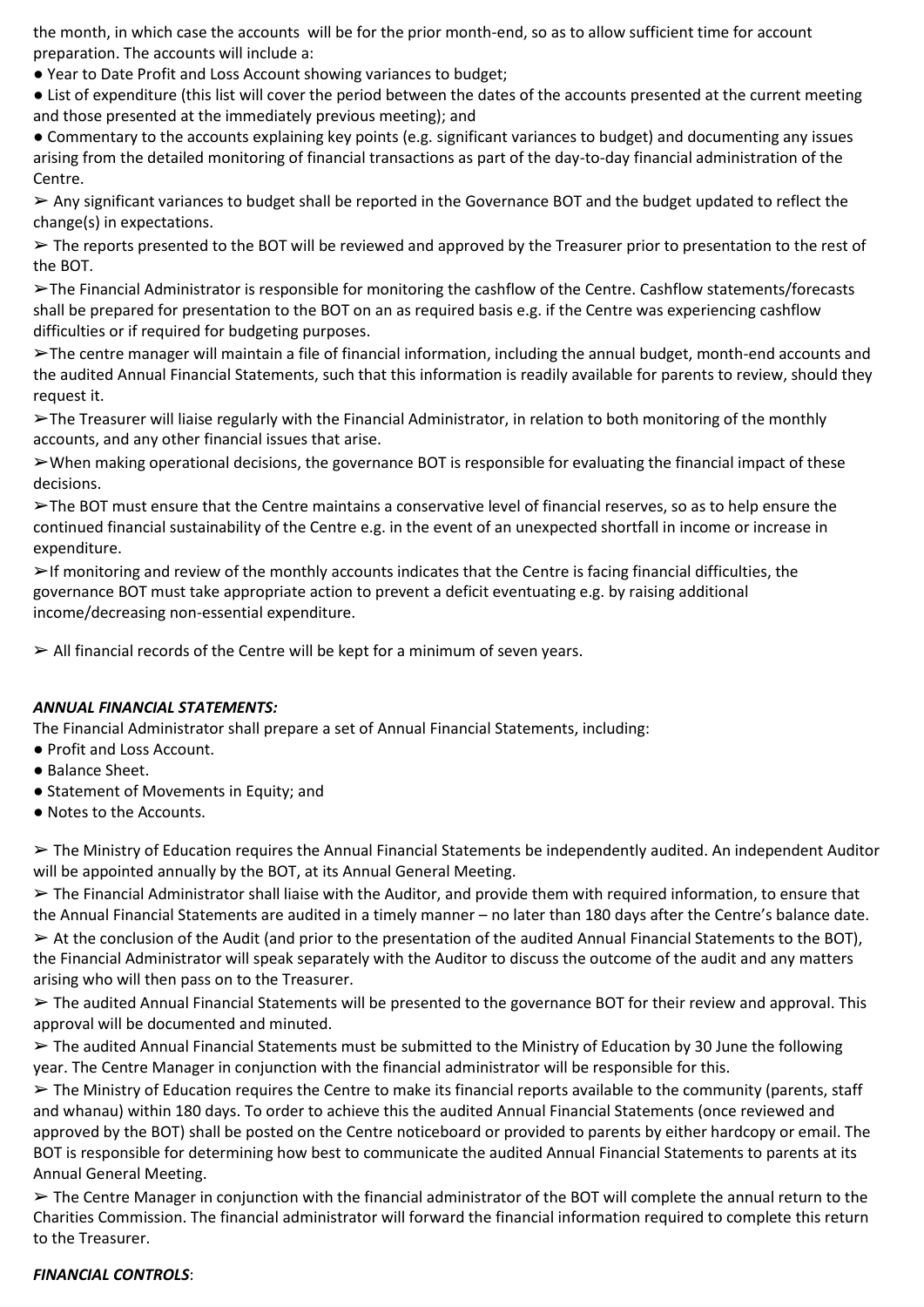the month, in which case the accounts will be for the prior month-end, so as to allow sufficient time for account preparation. The accounts will include a:

- Year to Date Profit and Loss Account showing variances to budget;
- List of expenditure (this list will cover the period between the dates of the accounts presented at the current meeting and those presented at the immediately previous meeting); and
- Commentary to the accounts explaining key points (e.g. significant variances to budget) and documenting any issues arising from the detailed monitoring of financial transactions as part of the day-to-day financial administration of the Centre.

➢ Any significant variances to budget shall be reported in the Governance BOT and the budget updated to reflect the change(s) in expectations.

➢ The reports presented to the BOT will be reviewed and approved by the Treasurer prior to presentation to the rest of the BOT.

➢The Financial Administrator is responsible for monitoring the cashflow of the Centre. Cashflow statements/forecasts shall be prepared for presentation to the BOT on an as required basis e.g. if the Centre was experiencing cashflow difficulties or if required for budgeting purposes.

➢The centre manager will maintain a file of financial information, including the annual budget, month-end accounts and the audited Annual Financial Statements, such that this information is readily available for parents to review, should they request it.

➢The Treasurer will liaise regularly with the Financial Administrator, in relation to both monitoring of the monthly accounts, and any other financial issues that arise.

➢When making operational decisions, the governance BOT is responsible for evaluating the financial impact of these decisions.

➢The BOT must ensure that the Centre maintains a conservative level of financial reserves, so as to help ensure the continued financial sustainability of the Centre e.g. in the event of an unexpected shortfall in income or increase in expenditure.

➢If monitoring and review of the monthly accounts indicates that the Centre is facing financial difficulties, the governance BOT must take appropriate action to prevent a deficit eventuating e.g. by raising additional income/decreasing non-essential expenditure.

➢ All financial records of the Centre will be kept for a minimum of seven years.

***ANNUAL FINANCIAL STATEMENTS:***

The Financial Administrator shall prepare a set of Annual Financial Statements, including:

- Profit and Loss Account.
- Balance Sheet.
- Statement of Movements in Equity; and
- Notes to the Accounts.

➢ The Ministry of Education requires the Annual Financial Statements be independently audited. An independent Auditor will be appointed annually by the BOT, at its Annual General Meeting.

➢ The Financial Administrator shall liaise with the Auditor, and provide them with required information, to ensure that the Annual Financial Statements are audited in a timely manner – no later than 180 days after the Centre's balance date.

➢ At the conclusion of the Audit (and prior to the presentation of the audited Annual Financial Statements to the BOT), the Financial Administrator will speak separately with the Auditor to discuss the outcome of the audit and any matters arising who will then pass on to the Treasurer.

➢ The audited Annual Financial Statements will be presented to the governance BOT for their review and approval. This approval will be documented and minuted.

➢ The audited Annual Financial Statements must be submitted to the Ministry of Education by 30 June the following year. The Centre Manager in conjunction with the financial administrator will be responsible for this.

➢ The Ministry of Education requires the Centre to make its financial reports available to the community (parents, staff and whanau) within 180 days. To order to achieve this the audited Annual Financial Statements (once reviewed and approved by the BOT) shall be posted on the Centre noticeboard or provided to parents by either hardcopy or email. The BOT is responsible for determining how best to communicate the audited Annual Financial Statements to parents at its Annual General Meeting.

➢ The Centre Manager in conjunction with the financial administrator of the BOT will complete the annual return to the Charities Commission. The financial administrator will forward the financial information required to complete this return to the Treasurer.

***FINANCIAL CONTROLS***: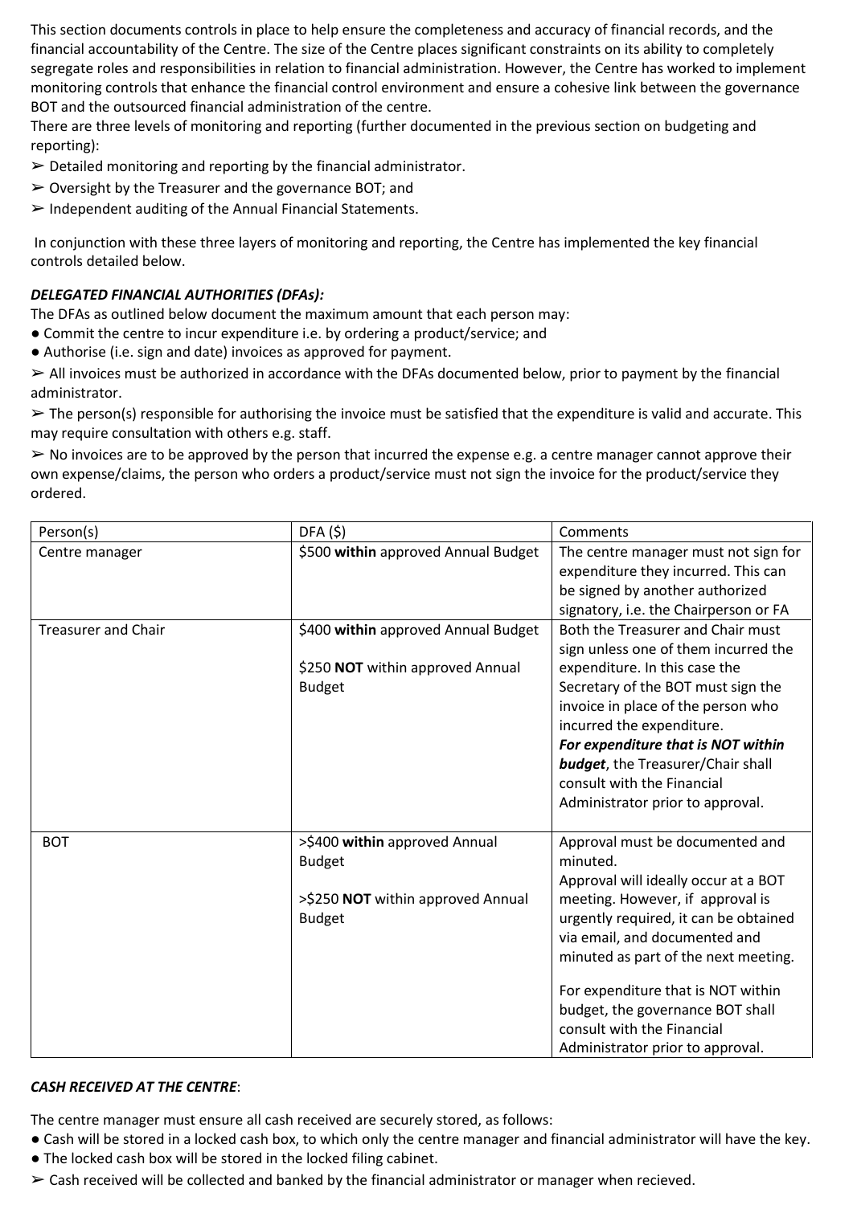This section documents controls in place to help ensure the completeness and accuracy of financial records, and the financial accountability of the Centre. The size of the Centre places significant constraints on its ability to completely segregate roles and responsibilities in relation to financial administration. However, the Centre has worked to implement monitoring controls that enhance the financial control environment and ensure a cohesive link between the governance BOT and the outsourced financial administration of the centre.
There are three levels of monitoring and reporting (further documented in the previous section on budgeting and reporting):

➢ Detailed monitoring and reporting by the financial administrator.
➢ Oversight by the Treasurer and the governance BOT; and
➢ Independent auditing of the Annual Financial Statements.

In conjunction with these three layers of monitoring and reporting, the Centre has implemented the key financial controls detailed below.

***DELEGATED FINANCIAL AUTHORITIES (DFAs):***

The DFAs as outlined below document the maximum amount that each person may:

- Commit the centre to incur expenditure i.e. by ordering a product/service; and
- Authorise (i.e. sign and date) invoices as approved for payment.

➢ All invoices must be authorized in accordance with the DFAs documented below, prior to payment by the financial administrator.

➢ The person(s) responsible for authorising the invoice must be satisfied that the expenditure is valid and accurate. This may require consultation with others e.g. staff.

➢ No invoices are to be approved by the person that incurred the expense e.g. a centre manager cannot approve their own expense/claims, the person who orders a product/service must not sign the invoice for the product/service they ordered.

| Person(s) | DFA ($) | Comments |
|---|---|---|
| Centre manager | $500 **within** approved Annual Budget | The centre manager must not sign for expenditure they incurred. This can be signed by another authorized signatory, i.e. the Chairperson or FA |
| Treasurer and Chair | $400 **within** approved Annual Budget<br><br>$250 **NOT** within approved Annual Budget | Both the Treasurer and Chair must sign unless one of them incurred the expenditure. In this case the Secretary of the BOT must sign the invoice in place of the person who incurred the expenditure.<br>***For expenditure that is NOT within budget***, the Treasurer/Chair shall consult with the Financial Administrator prior to approval. |
| BOT | >$400 **within** approved Annual Budget<br><br>>$250 **NOT** within approved Annual Budget | Approval must be documented and minuted.<br>Approval will ideally occur at a BOT meeting. However, if approval is urgently required, it can be obtained via email, and documented and minuted as part of the next meeting.<br><br>For expenditure that is NOT within budget, the governance BOT shall consult with the Financial Administrator prior to approval. |

***CASH RECEIVED AT THE CENTRE***:

The centre manager must ensure all cash received are securely stored, as follows:

- Cash will be stored in a locked cash box, to which only the centre manager and financial administrator will have the key.
- The locked cash box will be stored in the locked filing cabinet.

➢ Cash received will be collected and banked by the financial administrator or manager when recieved.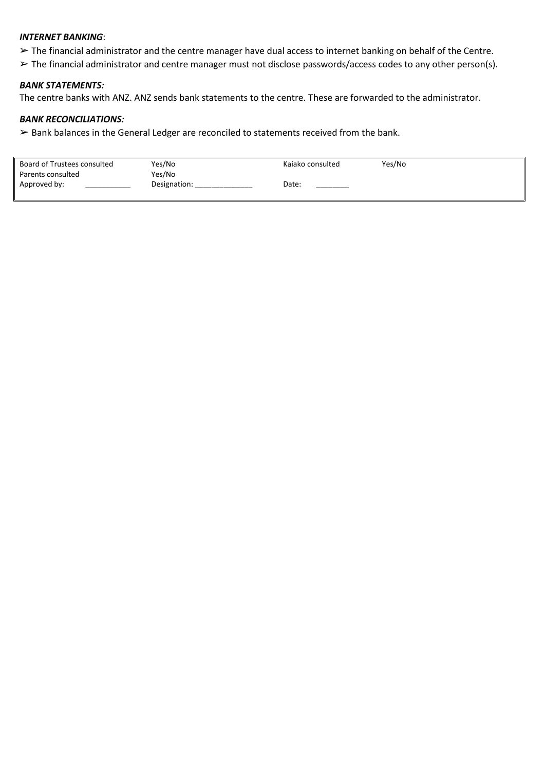***INTERNET BANKING***:

- ➢ The financial administrator and the centre manager have dual access to internet banking on behalf of the Centre.
- ➢ The financial administrator and centre manager must not disclose passwords/access codes to any other person(s).

***BANK STATEMENTS:***

The centre banks with ANZ. ANZ sends bank statements to the centre. These are forwarded to the administrator.

***BANK RECONCILIATIONS:***

- ➢ Bank balances in the General Ledger are reconciled to statements received from the bank.

| | | | |
|---|---|---|---|
| Board of Trustees consulted | Yes/No | Kaiako consulted | Yes/No |
| Parents consulted | Yes/No | | |
| Approved by: ___________ | Designation: ______________ | Date: ________ | |